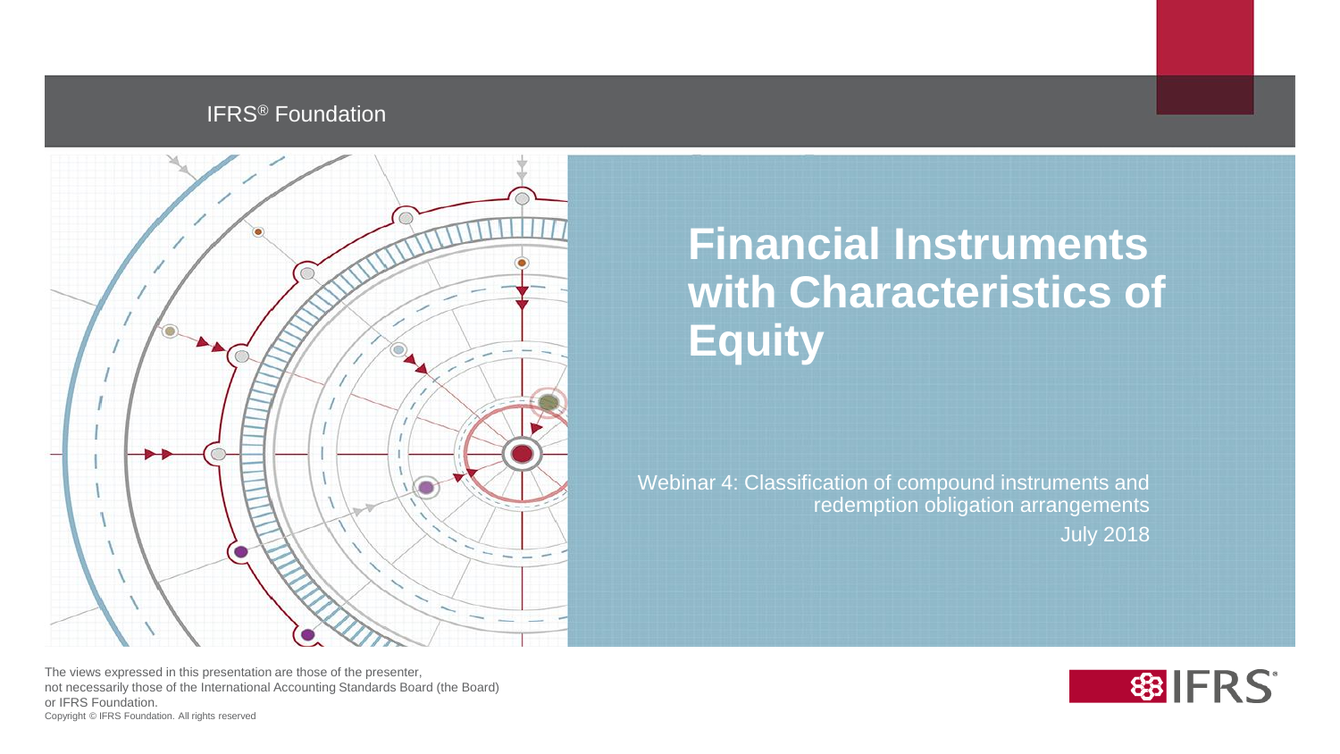IFRS® Foundation

# Financial Instruments with Characteristics of Equity

Webinar 4: Classification of compound instruments and redemption obligation arrangements

July 2018

The views expressed in this presentation are those of the presenter, not necessarily those of the International Accounting Standards Board (the Board) or IFRS Foundation.

Copyright © IFRS Foundation. All rights reserved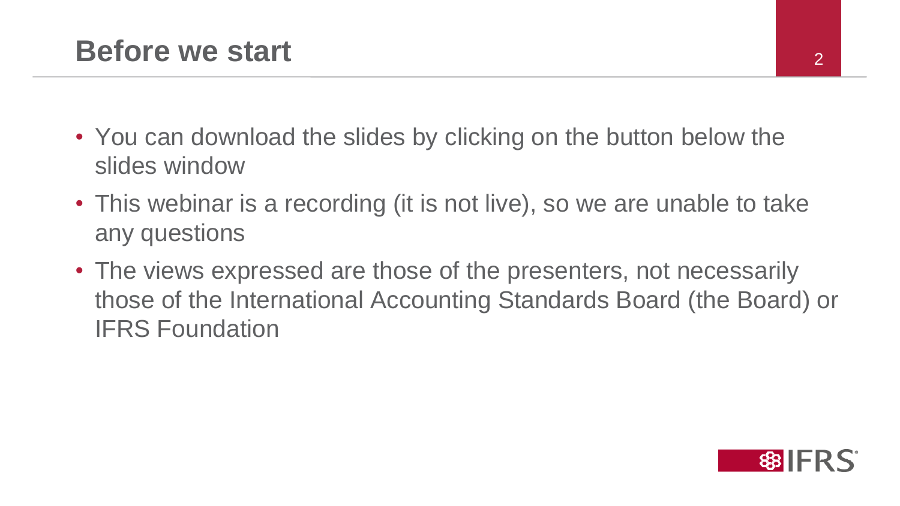# Before we start

- You can download the slides by clicking on the button below the slides window
- This webinar is a recording (it is not live), so we are unable to take any questions
- The views expressed are those of the presenters, not necessarily those of the International Accounting Standards Board (the Board) or IFRS Foundation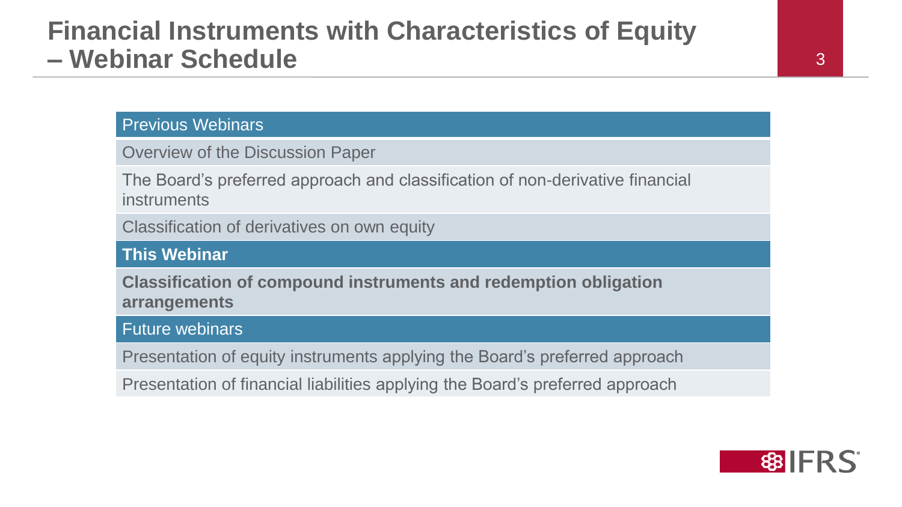# Financial Instruments with Characteristics of Equity – Webinar Schedule

| Previous Webinars |
| --- |
| Overview of the Discussion Paper |
| The Board's preferred approach and classification of non-derivative financial instruments |
| Classification of derivatives on own equity |
| **This Webinar** |
| **Classification of compound instruments and redemption obligation arrangements** |
| Future webinars |
| Presentation of equity instruments applying the Board's preferred approach |
| Presentation of financial liabilities applying the Board's preferred approach |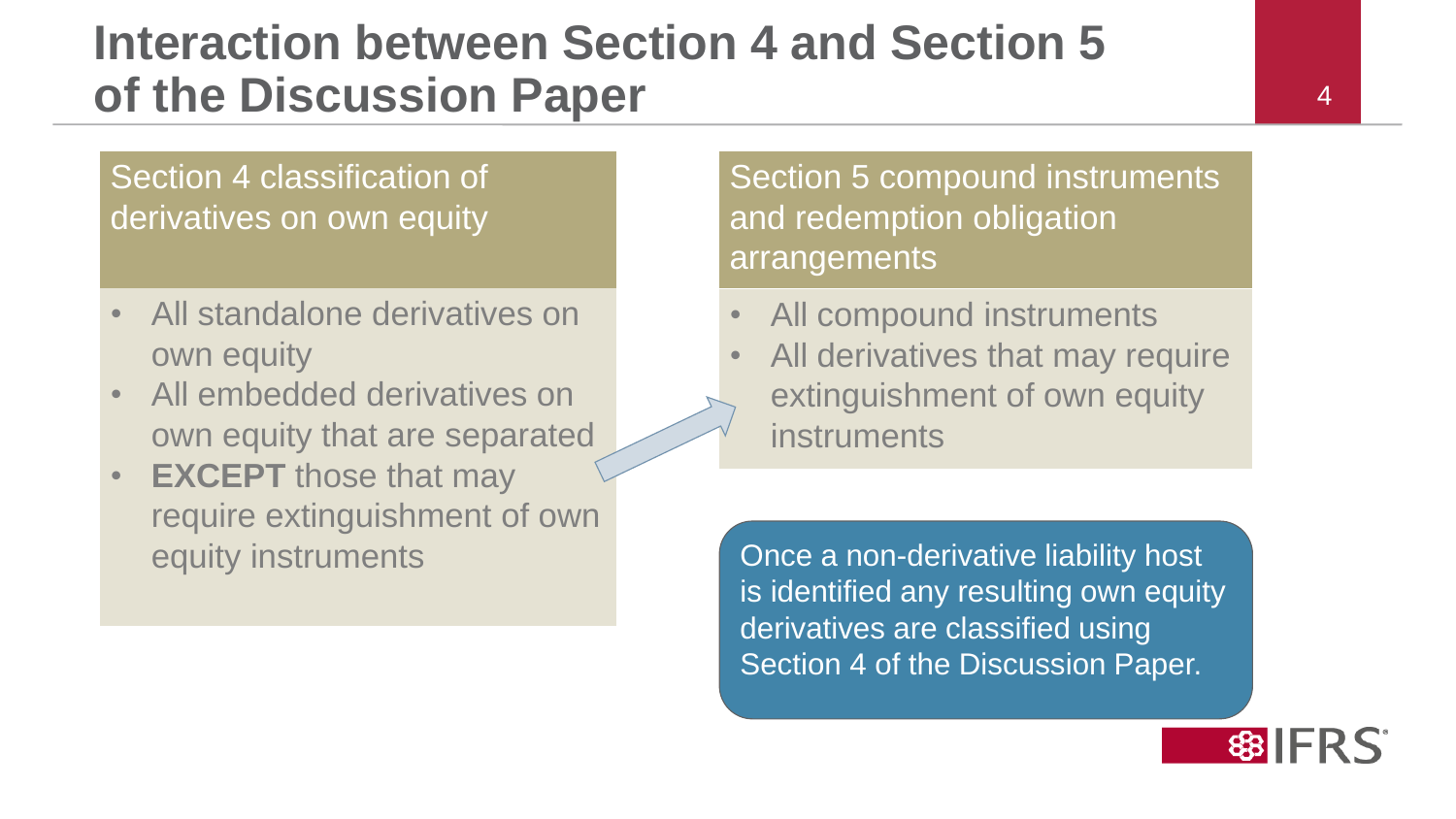# Interaction between Section 4 and Section 5 of the Discussion Paper

## Section 4 classification of derivatives on own equity

- All standalone derivatives on own equity
- All embedded derivatives on own equity that are separated
- **EXCEPT** those that may require extinguishment of own equity instruments

## Section 5 compound instruments and redemption obligation arrangements

- All compound instruments
- All derivatives that may require extinguishment of own equity instruments

Once a non-derivative liability host is identified any resulting own equity derivatives are classified using Section 4 of the Discussion Paper.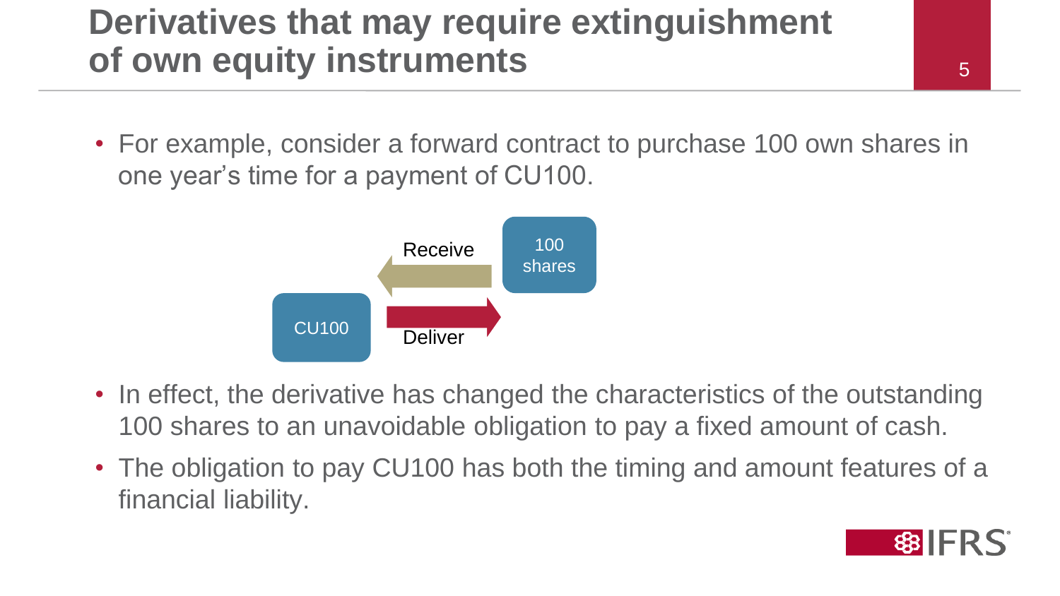# Derivatives that may require extinguishment of own equity instruments

- For example, consider a forward contract to purchase 100 own shares in one year's time for a payment of CU100.

Receive

100 shares

CU100

Deliver

- In effect, the derivative has changed the characteristics of the outstanding 100 shares to an unavoidable obligation to pay a fixed amount of cash.
- The obligation to pay CU100 has both the timing and amount features of a financial liability.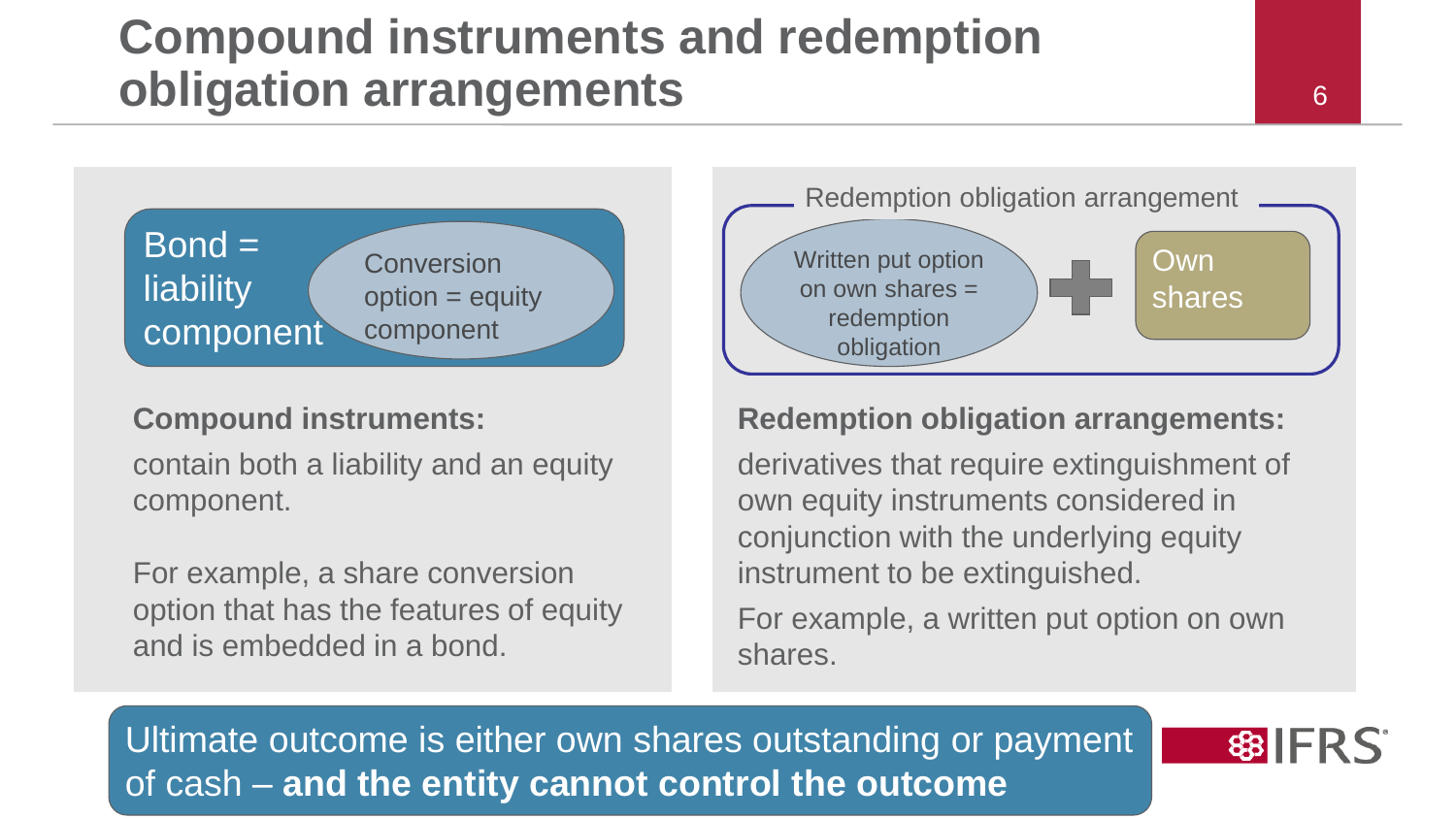# Compound instruments and redemption obligation arrangements

Bond = liability component

Conversion option = equity component

**Compound instruments:**

contain both a liability and an equity component.

For example, a share conversion option that has the features of equity and is embedded in a bond.

Redemption obligation arrangement

Written put option on own shares = redemption obligation + Own shares

**Redemption obligation arrangements:**

derivatives that require extinguishment of own equity instruments considered in conjunction with the underlying equity instrument to be extinguished.

For example, a written put option on own shares.

Ultimate outcome is either own shares outstanding or payment of cash – **and the entity cannot control the outcome**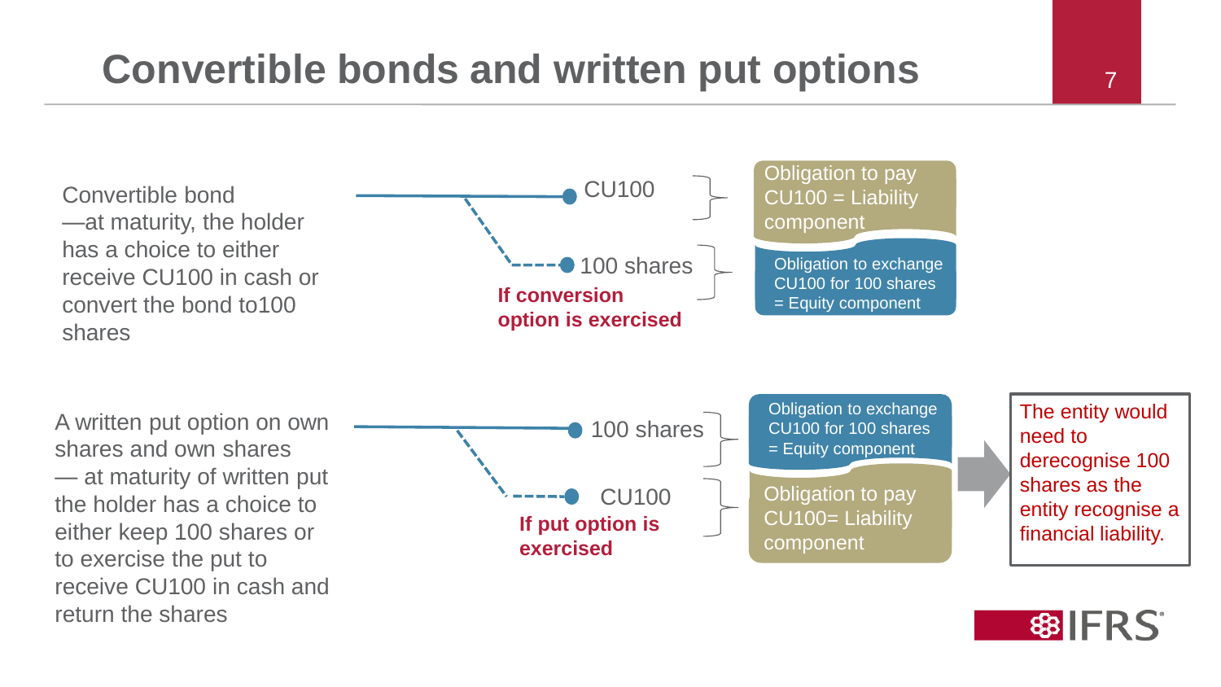# Convertible bonds and written put options

Convertible bond —at maturity, the holder has a choice to either receive CU100 in cash or convert the bond to100 shares

CU100

100 shares

**If conversion option is exercised**

Obligation to pay CU100 = Liability component

Obligation to exchange CU100 for 100 shares = Equity component

A written put option on own shares and own shares — at maturity of written put the holder has a choice to either keep 100 shares or to exercise the put to receive CU100 in cash and return the shares

100 shares

CU100

**If put option is exercised**

Obligation to exchange CU100 for 100 shares = Equity component

Obligation to pay CU100= Liability component

The entity would need to derecognise 100 shares as the entity recognise a financial liability.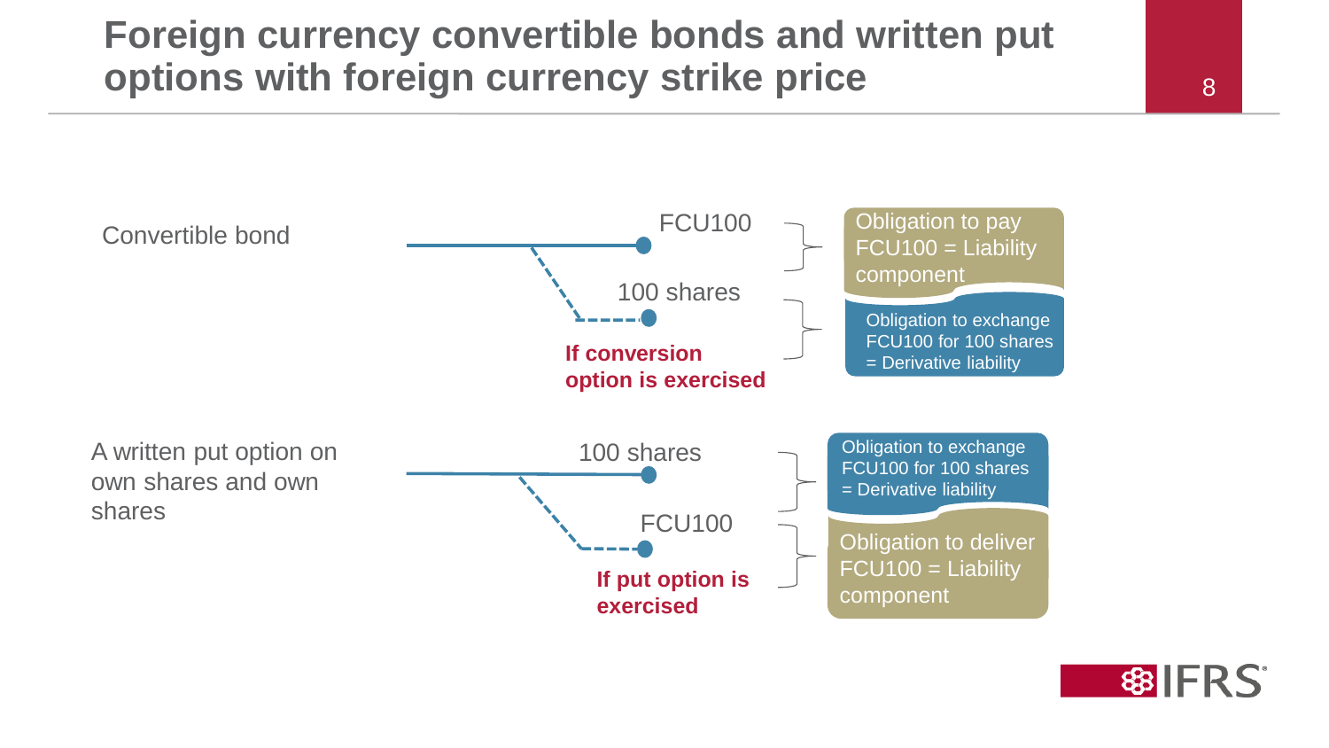# Foreign currency convertible bonds and written put options with foreign currency strike price

**Convertible bond**

- FCU100 — Obligation to pay FCU100 = Liability component
- 100 shares — Obligation to exchange FCU100 for 100 shares = Derivative liability

**If conversion option is exercised**

**A written put option on own shares and own shares**

- 100 shares — Obligation to exchange FCU100 for 100 shares = Derivative liability
- FCU100 — Obligation to deliver FCU100 = Liability component

**If put option is exercised**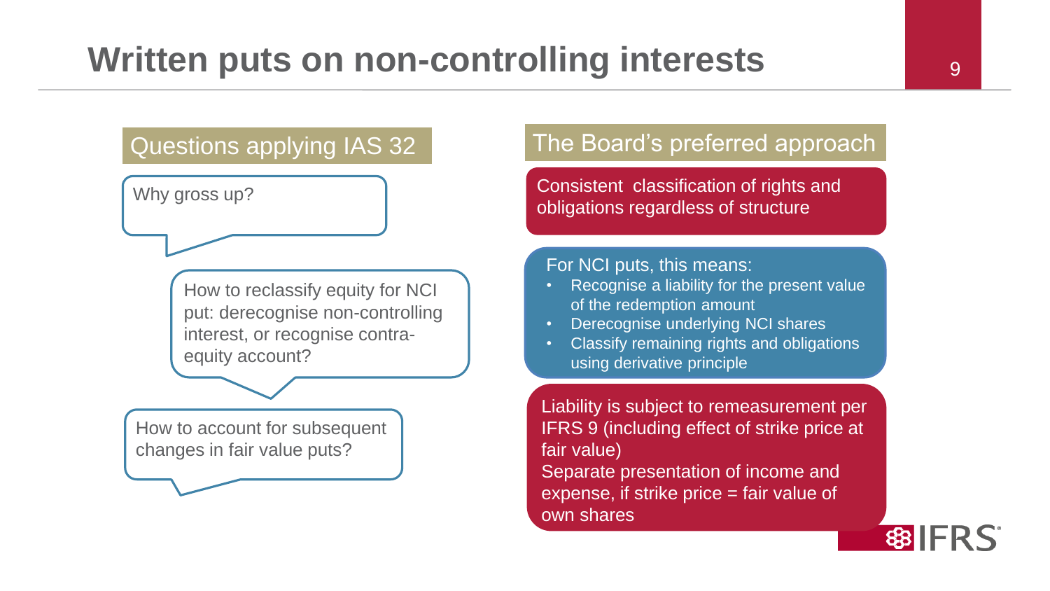# Written puts on non-controlling interests

## Questions applying IAS 32

Why gross up?

How to reclassify equity for NCI put: derecognise non-controlling interest, or recognise contra-equity account?

How to account for subsequent changes in fair value puts?

## The Board's preferred approach

Consistent classification of rights and obligations regardless of structure

For NCI puts, this means:

- Recognise a liability for the present value of the redemption amount
- Derecognise underlying NCI shares
- Classify remaining rights and obligations using derivative principle

Liability is subject to remeasurement per IFRS 9 (including effect of strike price at fair value)

Separate presentation of income and expense, if strike price = fair value of own shares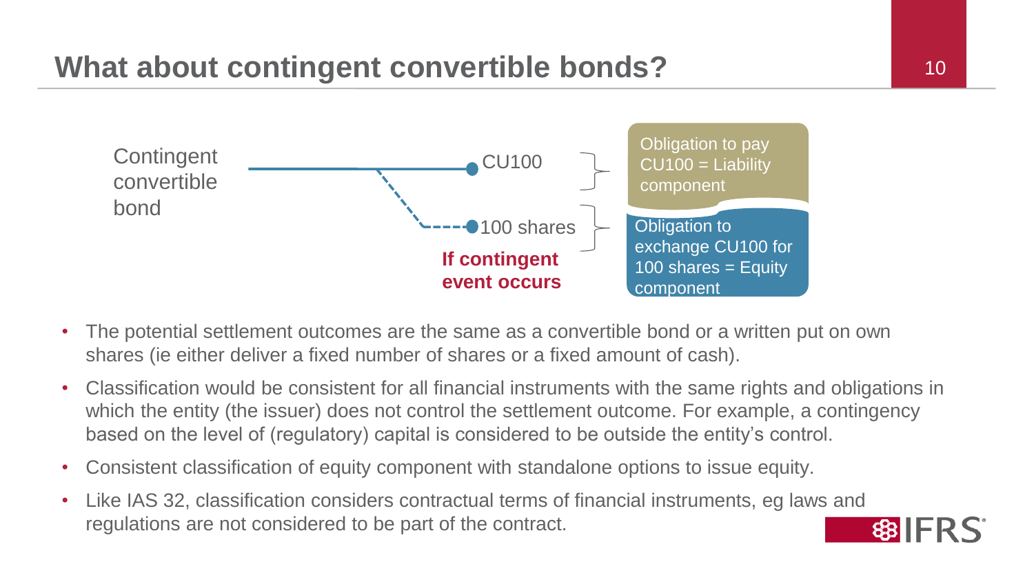# What about contingent convertible bonds?

Contingent convertible bond

CU100

100 shares

**If contingent event occurs**

Obligation to pay CU100 = Liability component

Obligation to exchange CU100 for 100 shares = Equity component

- The potential settlement outcomes are the same as a convertible bond or a written put on own shares (ie either deliver a fixed number of shares or a fixed amount of cash).
- Classification would be consistent for all financial instruments with the same rights and obligations in which the entity (the issuer) does not control the settlement outcome. For example, a contingency based on the level of (regulatory) capital is considered to be outside the entity's control.
- Consistent classification of equity component with standalone options to issue equity.
- Like IAS 32, classification considers contractual terms of financial instruments, eg laws and regulations are not considered to be part of the contract.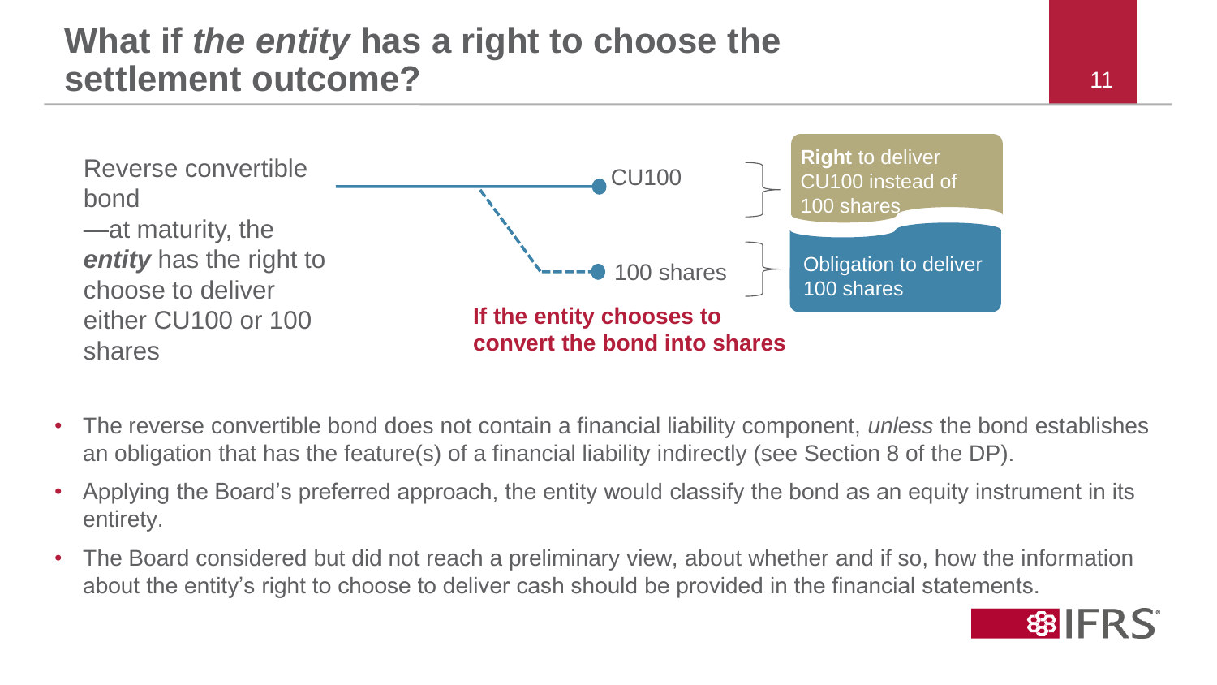# What if *the entity* has a right to choose the settlement outcome?

Reverse convertible bond —at maturity, the ***entity*** has the right to choose to deliver either CU100 or 100 shares

CU100

100 shares

**If the entity chooses to convert the bond into shares**

**Right** to deliver CU100 instead of 100 shares

Obligation to deliver 100 shares

- The reverse convertible bond does not contain a financial liability component, *unless* the bond establishes an obligation that has the feature(s) of a financial liability indirectly (see Section 8 of the DP).
- Applying the Board's preferred approach, the entity would classify the bond as an equity instrument in its entirety.
- The Board considered but did not reach a preliminary view, about whether and if so, how the information about the entity's right to choose to deliver cash should be provided in the financial statements.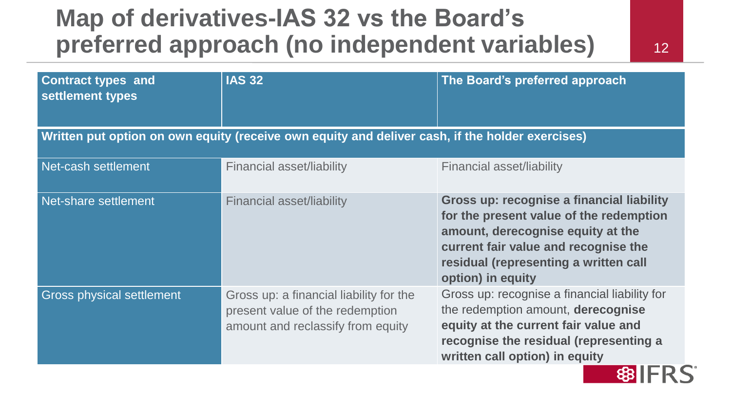# Map of derivatives-IAS 32 vs the Board's preferred approach (no independent variables)

| Contract types and settlement types | IAS 32 | The Board's preferred approach |
|---|---|---|
| **Written put option on own equity (receive own equity and deliver cash, if the holder exercises)** | | |
| Net-cash settlement | Financial asset/liability | Financial asset/liability |
| Net-share settlement | Financial asset/liability | **Gross up: recognise a financial liability for the present value of the redemption amount, derecognise equity at the current fair value and recognise the residual (representing a written call option) in equity** |
| Gross physical settlement | Gross up: a financial liability for the present value of the redemption amount and reclassify from equity | Gross up: recognise a financial liability for the redemption amount, **derecognise equity at the current fair value and recognise the residual (representing a written call option) in equity** |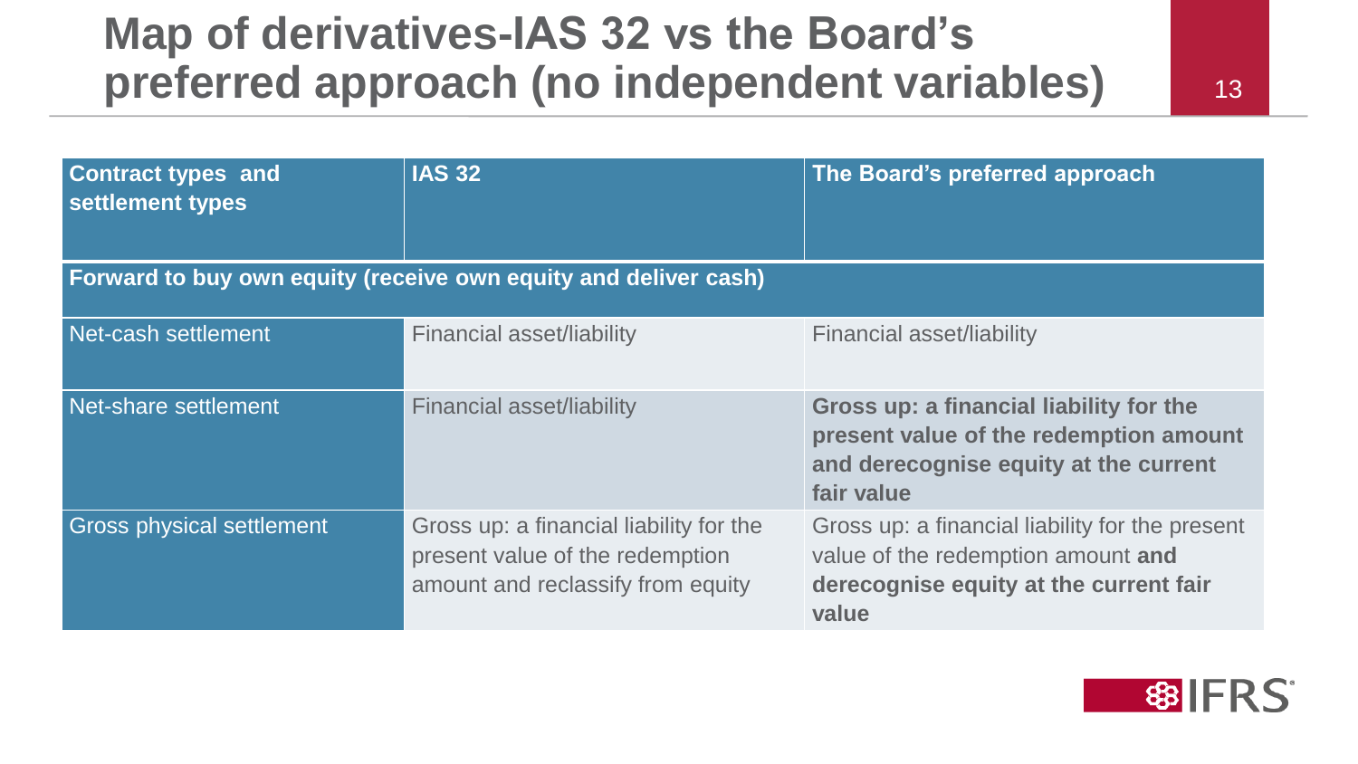# Map of derivatives-IAS 32 vs the Board's preferred approach (no independent variables)

| Contract types and settlement types | IAS 32 | The Board's preferred approach |
|---|---|---|
| **Forward to buy own equity (receive own equity and deliver cash)** | | |
| Net-cash settlement | Financial asset/liability | Financial asset/liability |
| Net-share settlement | Financial asset/liability | **Gross up: a financial liability for the present value of the redemption amount and derecognise equity at the current fair value** |
| Gross physical settlement | Gross up: a financial liability for the present value of the redemption amount and reclassify from equity | Gross up: a financial liability for the present value of the redemption amount **and derecognise equity at the current fair value** |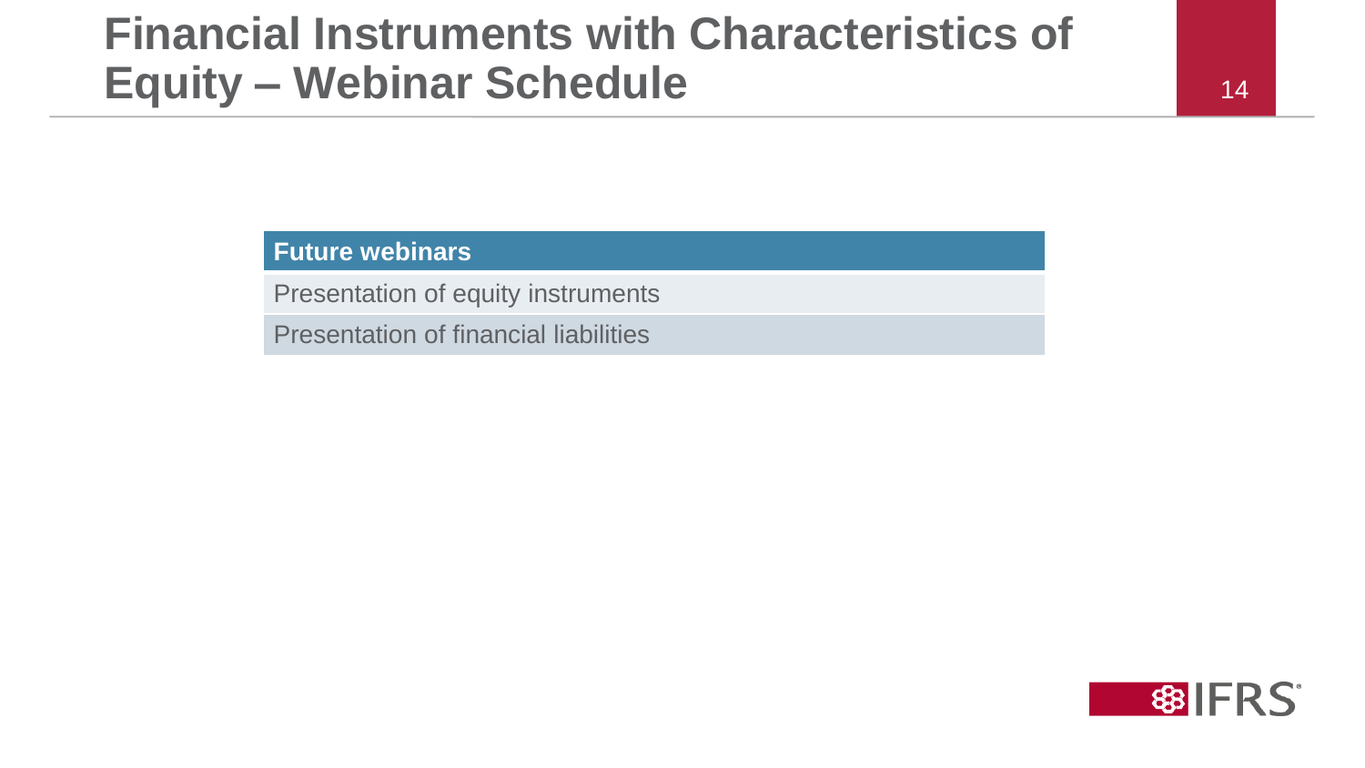# Financial Instruments with Characteristics of Equity – Webinar Schedule

| Future webinars |
| --- |
| Presentation of equity instruments |
| Presentation of financial liabilities |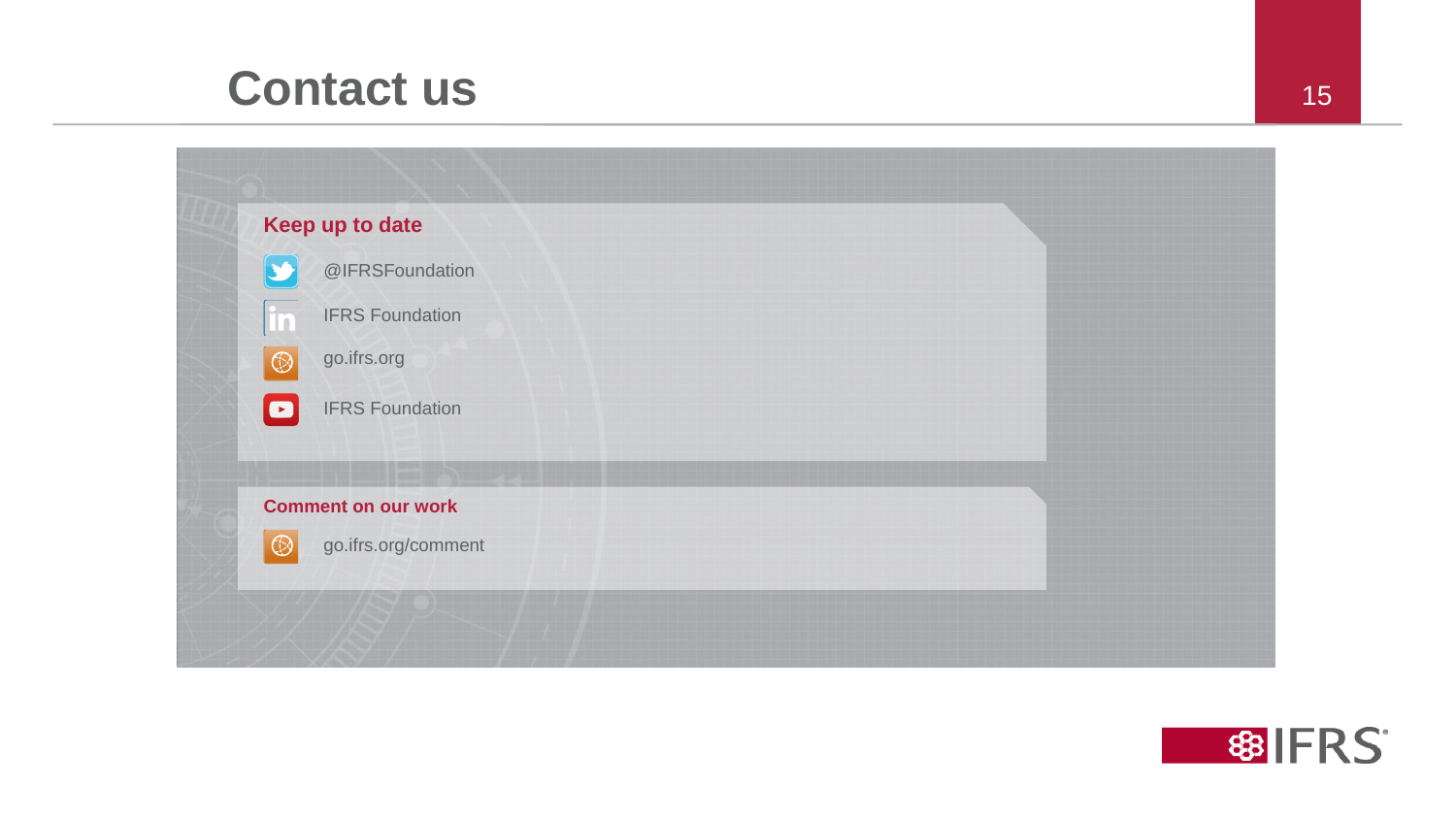# Contact us

**Keep up to date**

- @IFRSFoundation
- IFRS Foundation
- go.ifrs.org
- IFRS Foundation

**Comment on our work**

- go.ifrs.org/comment